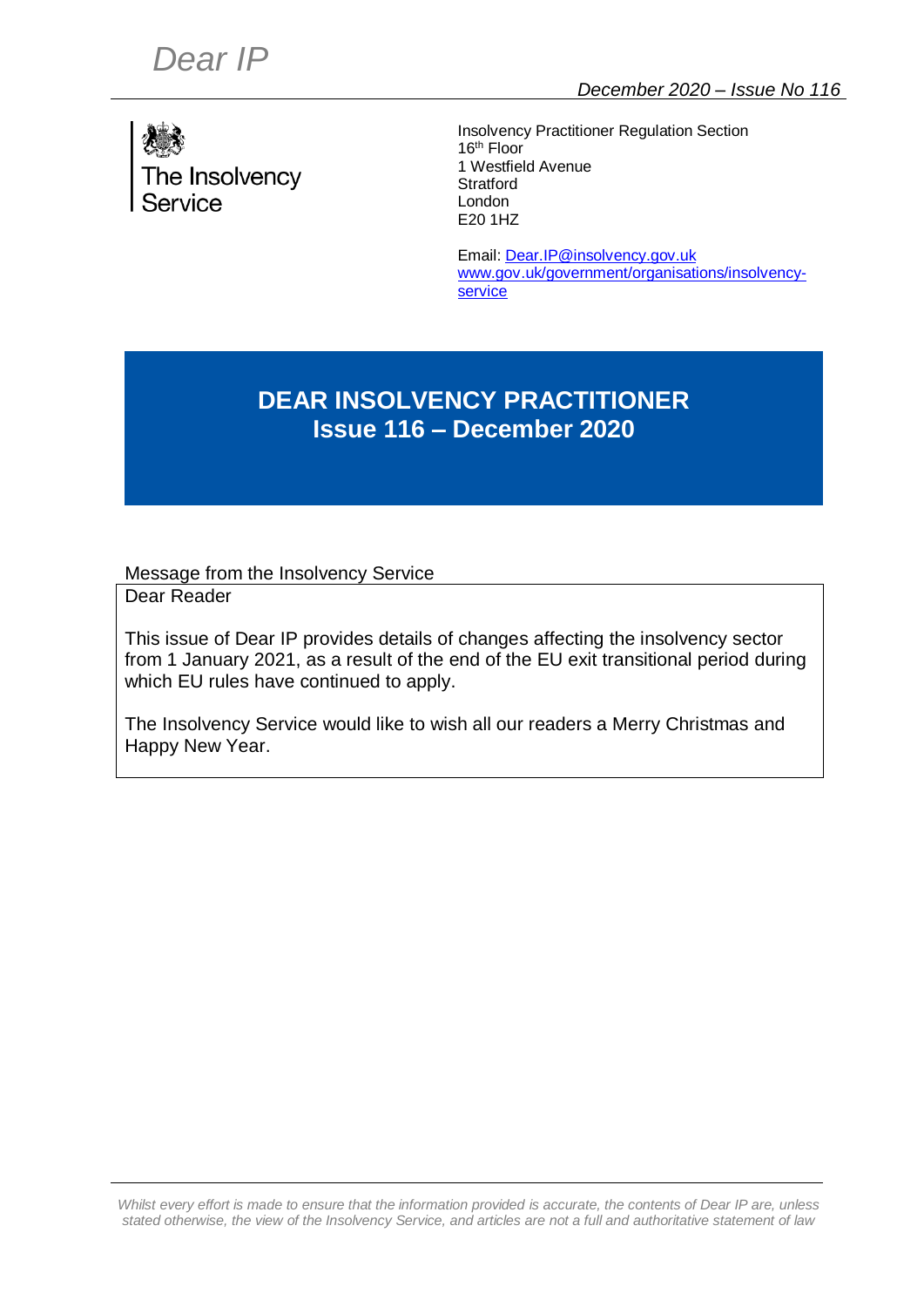*Dear IP*

*December 2020 – Issue No 116*

The Insolvency Service

Insolvency Practitioner Regulation Section
16th Floor
1 Westfield Avenue
Stratford
London
E20 1HZ

Email: Dear.IP@insolvency.gov.uk
www.gov.uk/government/organisations/insolvency-service

# DEAR INSOLVENCY PRACTITIONER
# Issue 116 – December 2020

Message from the Insolvency Service

Dear Reader

This issue of Dear IP provides details of changes affecting the insolvency sector from 1 January 2021, as a result of the end of the EU exit transitional period during which EU rules have continued to apply.

The Insolvency Service would like to wish all our readers a Merry Christmas and Happy New Year.

*Whilst every effort is made to ensure that the information provided is accurate, the contents of Dear IP are, unless stated otherwise, the view of the Insolvency Service, and articles are not a full and authoritative statement of law*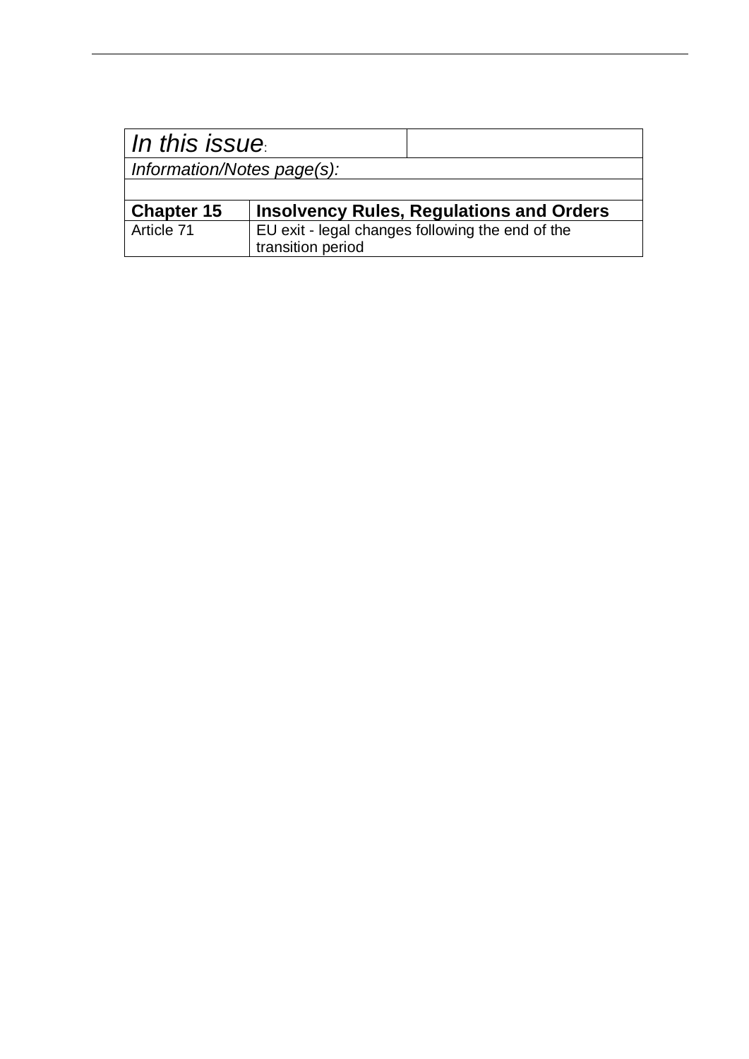| *In this issue*: | | |
|---|---|---|
| *Information/Notes page(s):* | | |
| | | |
| **Chapter 15** | **Insolvency Rules, Regulations and Orders** | |
| Article 71 | EU exit - legal changes following the end of the transition period | |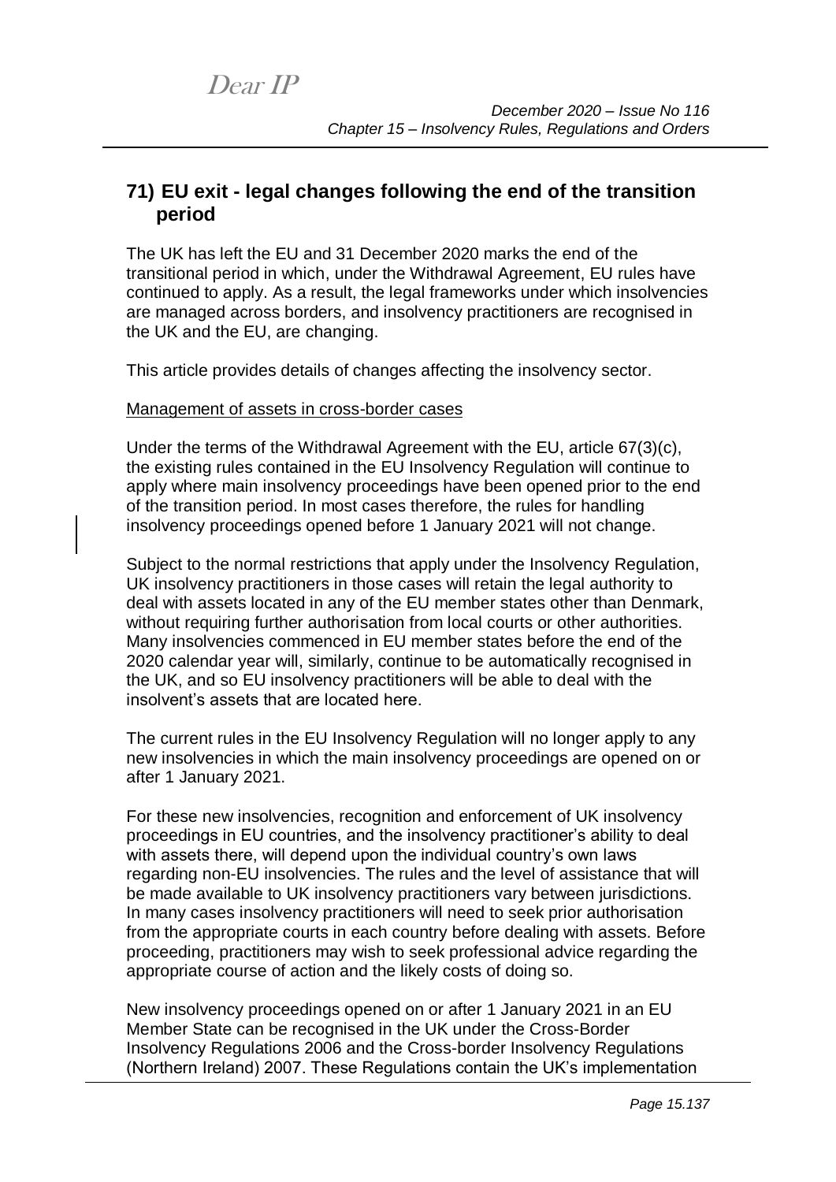## 71) EU exit - legal changes following the end of the transition period

The UK has left the EU and 31 December 2020 marks the end of the transitional period in which, under the Withdrawal Agreement, EU rules have continued to apply. As a result, the legal frameworks under which insolvencies are managed across borders, and insolvency practitioners are recognised in the UK and the EU, are changing.

This article provides details of changes affecting the insolvency sector.

### Management of assets in cross-border cases

Under the terms of the Withdrawal Agreement with the EU, article 67(3)(c), the existing rules contained in the EU Insolvency Regulation will continue to apply where main insolvency proceedings have been opened prior to the end of the transition period. In most cases therefore, the rules for handling insolvency proceedings opened before 1 January 2021 will not change.

Subject to the normal restrictions that apply under the Insolvency Regulation, UK insolvency practitioners in those cases will retain the legal authority to deal with assets located in any of the EU member states other than Denmark, without requiring further authorisation from local courts or other authorities. Many insolvencies commenced in EU member states before the end of the 2020 calendar year will, similarly, continue to be automatically recognised in the UK, and so EU insolvency practitioners will be able to deal with the insolvent's assets that are located here.

The current rules in the EU Insolvency Regulation will no longer apply to any new insolvencies in which the main insolvency proceedings are opened on or after 1 January 2021.

For these new insolvencies, recognition and enforcement of UK insolvency proceedings in EU countries, and the insolvency practitioner's ability to deal with assets there, will depend upon the individual country's own laws regarding non-EU insolvencies. The rules and the level of assistance that will be made available to UK insolvency practitioners vary between jurisdictions. In many cases insolvency practitioners will need to seek prior authorisation from the appropriate courts in each country before dealing with assets. Before proceeding, practitioners may wish to seek professional advice regarding the appropriate course of action and the likely costs of doing so.

New insolvency proceedings opened on or after 1 January 2021 in an EU Member State can be recognised in the UK under the Cross-Border Insolvency Regulations 2006 and the Cross-border Insolvency Regulations (Northern Ireland) 2007. These Regulations contain the UK's implementation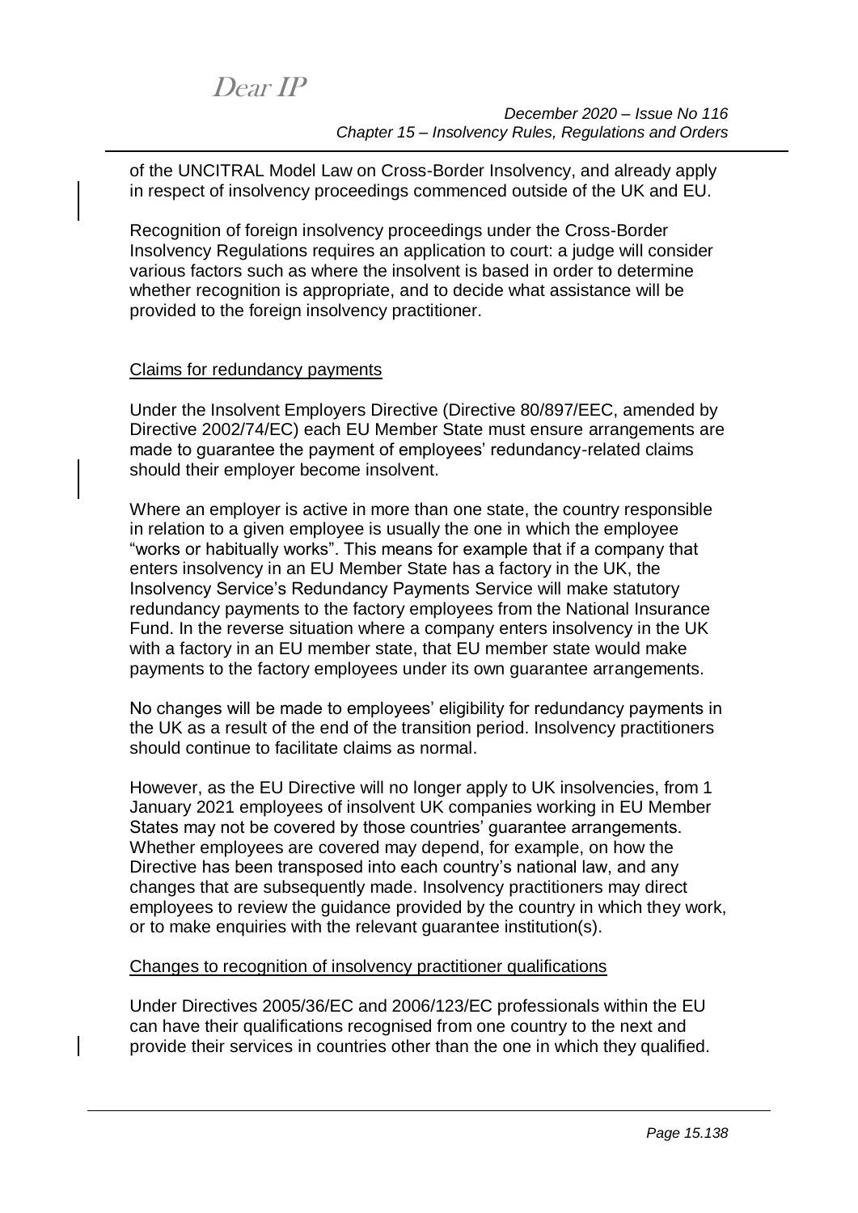of the UNCITRAL Model Law on Cross-Border Insolvency, and already apply in respect of insolvency proceedings commenced outside of the UK and EU.

Recognition of foreign insolvency proceedings under the Cross-Border Insolvency Regulations requires an application to court: a judge will consider various factors such as where the insolvent is based in order to determine whether recognition is appropriate, and to decide what assistance will be provided to the foreign insolvency practitioner.

Claims for redundancy payments

Under the Insolvent Employers Directive (Directive 80/897/EEC, amended by Directive 2002/74/EC) each EU Member State must ensure arrangements are made to guarantee the payment of employees' redundancy-related claims should their employer become insolvent.

Where an employer is active in more than one state, the country responsible in relation to a given employee is usually the one in which the employee "works or habitually works". This means for example that if a company that enters insolvency in an EU Member State has a factory in the UK, the Insolvency Service's Redundancy Payments Service will make statutory redundancy payments to the factory employees from the National Insurance Fund. In the reverse situation where a company enters insolvency in the UK with a factory in an EU member state, that EU member state would make payments to the factory employees under its own guarantee arrangements.

No changes will be made to employees' eligibility for redundancy payments in the UK as a result of the end of the transition period. Insolvency practitioners should continue to facilitate claims as normal.

However, as the EU Directive will no longer apply to UK insolvencies, from 1 January 2021 employees of insolvent UK companies working in EU Member States may not be covered by those countries' guarantee arrangements. Whether employees are covered may depend, for example, on how the Directive has been transposed into each country's national law, and any changes that are subsequently made. Insolvency practitioners may direct employees to review the guidance provided by the country in which they work, or to make enquiries with the relevant guarantee institution(s).

Changes to recognition of insolvency practitioner qualifications

Under Directives 2005/36/EC and 2006/123/EC professionals within the EU can have their qualifications recognised from one country to the next and provide their services in countries other than the one in which they qualified.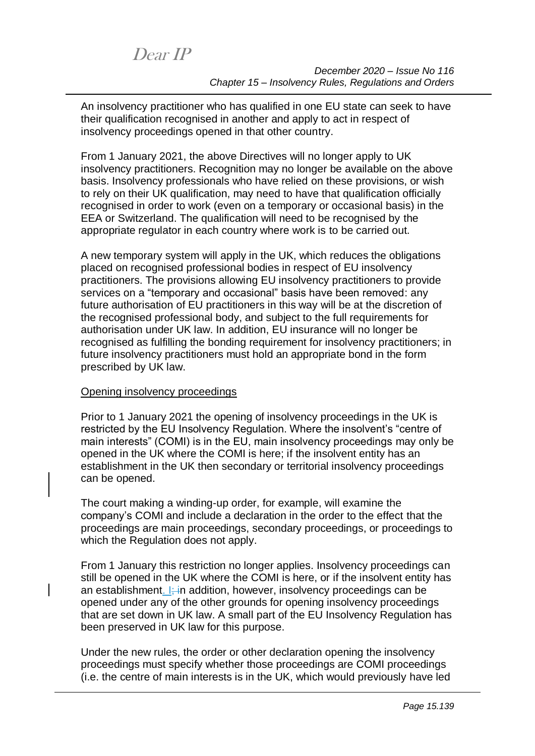An insolvency practitioner who has qualified in one EU state can seek to have their qualification recognised in another and apply to act in respect of insolvency proceedings opened in that other country.

From 1 January 2021, the above Directives will no longer apply to UK insolvency practitioners. Recognition may no longer be available on the above basis. Insolvency professionals who have relied on these provisions, or wish to rely on their UK qualification, may need to have that qualification officially recognised in order to work (even on a temporary or occasional basis) in the EEA or Switzerland. The qualification will need to be recognised by the appropriate regulator in each country where work is to be carried out.

A new temporary system will apply in the UK, which reduces the obligations placed on recognised professional bodies in respect of EU insolvency practitioners. The provisions allowing EU insolvency practitioners to provide services on a "temporary and occasional" basis have been removed: any future authorisation of EU practitioners in this way will be at the discretion of the recognised professional body, and subject to the full requirements for authorisation under UK law. In addition, EU insurance will no longer be recognised as fulfilling the bonding requirement for insolvency practitioners; in future insolvency practitioners must hold an appropriate bond in the form prescribed by UK law.

Opening insolvency proceedings

Prior to 1 January 2021 the opening of insolvency proceedings in the UK is restricted by the EU Insolvency Regulation. Where the insolvent's "centre of main interests" (COMI) is in the EU, main insolvency proceedings may only be opened in the UK where the COMI is here; if the insolvent entity has an establishment in the UK then secondary or territorial insolvency proceedings can be opened.

The court making a winding-up order, for example, will examine the company's COMI and include a declaration in the order to the effect that the proceedings are main proceedings, secondary proceedings, or proceedings to which the Regulation does not apply.

From 1 January this restriction no longer applies. Insolvency proceedings can still be opened in the UK where the COMI is here, or if the insolvent entity has an establishment. In addition, however, insolvency proceedings can be opened under any of the other grounds for opening insolvency proceedings that are set down in UK law. A small part of the EU Insolvency Regulation has been preserved in UK law for this purpose.

Under the new rules, the order or other declaration opening the insolvency proceedings must specify whether those proceedings are COMI proceedings (i.e. the centre of main interests is in the UK, which would previously have led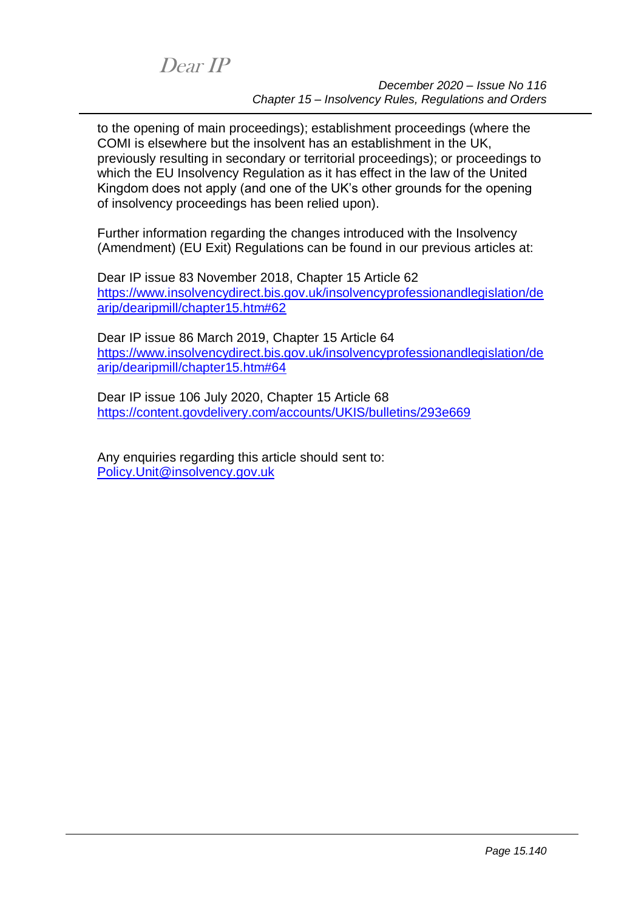to the opening of main proceedings); establishment proceedings (where the COMI is elsewhere but the insolvent has an establishment in the UK, previously resulting in secondary or territorial proceedings); or proceedings to which the EU Insolvency Regulation as it has effect in the law of the United Kingdom does not apply (and one of the UK's other grounds for the opening of insolvency proceedings has been relied upon).

Further information regarding the changes introduced with the Insolvency (Amendment) (EU Exit) Regulations can be found in our previous articles at:

Dear IP issue 83 November 2018, Chapter 15 Article 62
https://www.insolvencydirect.bis.gov.uk/insolvencyprofessionandlegislation/dearip/dearipmill/chapter15.htm#62

Dear IP issue 86 March 2019, Chapter 15 Article 64
https://www.insolvencydirect.bis.gov.uk/insolvencyprofessionandlegislation/dearip/dearipmill/chapter15.htm#64

Dear IP issue 106 July 2020, Chapter 15 Article 68
https://content.govdelivery.com/accounts/UKIS/bulletins/293e669

Any enquiries regarding this article should sent to:
Policy.Unit@insolvency.gov.uk